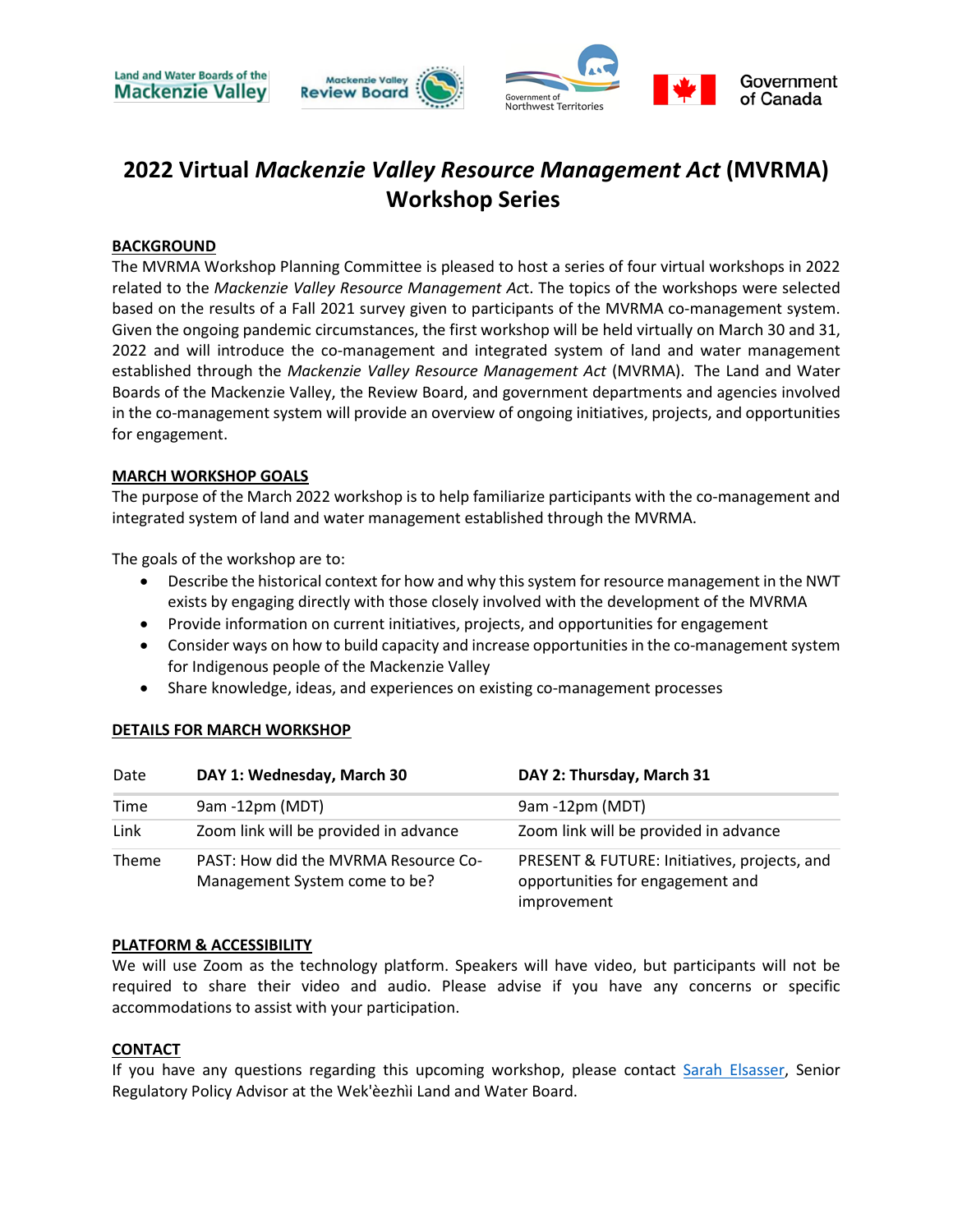Land and Water Boards of the Mackenzie Valley | Mackenzie Valley Review Board | Government of Northwest Territories | Government of Canada

# 2022 Virtual *Mackenzie Valley Resource Management Act* (MVRMA) Workshop Series

## BACKGROUND

The MVRMA Workshop Planning Committee is pleased to host a series of four virtual workshops in 2022 related to the *Mackenzie Valley Resource Management Ac*t. The topics of the workshops were selected based on the results of a Fall 2021 survey given to participants of the MVRMA co-management system. Given the ongoing pandemic circumstances, the first workshop will be held virtually on March 30 and 31, 2022 and will introduce the co-management and integrated system of land and water management established through the *Mackenzie Valley Resource Management Act* (MVRMA). The Land and Water Boards of the Mackenzie Valley, the Review Board, and government departments and agencies involved in the co-management system will provide an overview of ongoing initiatives, projects, and opportunities for engagement.

## MARCH WORKSHOP GOALS

The purpose of the March 2022 workshop is to help familiarize participants with the co-management and integrated system of land and water management established through the MVRMA.

The goals of the workshop are to:

- Describe the historical context for how and why this system for resource management in the NWT exists by engaging directly with those closely involved with the development of the MVRMA
- Provide information on current initiatives, projects, and opportunities for engagement
- Consider ways on how to build capacity and increase opportunities in the co-management system for Indigenous people of the Mackenzie Valley
- Share knowledge, ideas, and experiences on existing co-management processes

## DETAILS FOR MARCH WORKSHOP

| Date | **DAY 1: Wednesday, March 30** | **DAY 2: Thursday, March 31** |
|---|---|---|
| Time | 9am -12pm (MDT) | 9am -12pm (MDT) |
| Link | Zoom link will be provided in advance | Zoom link will be provided in advance |
| Theme | PAST: How did the MVRMA Resource Co-Management System come to be? | PRESENT & FUTURE: Initiatives, projects, and opportunities for engagement and improvement |

## PLATFORM & ACCESSIBILITY

We will use Zoom as the technology platform. Speakers will have video, but participants will not be required to share their video and audio. Please advise if you have any concerns or specific accommodations to assist with your participation.

## CONTACT

If you have any questions regarding this upcoming workshop, please contact Sarah Elsasser, Senior Regulatory Policy Advisor at the Wek'èezhìi Land and Water Board.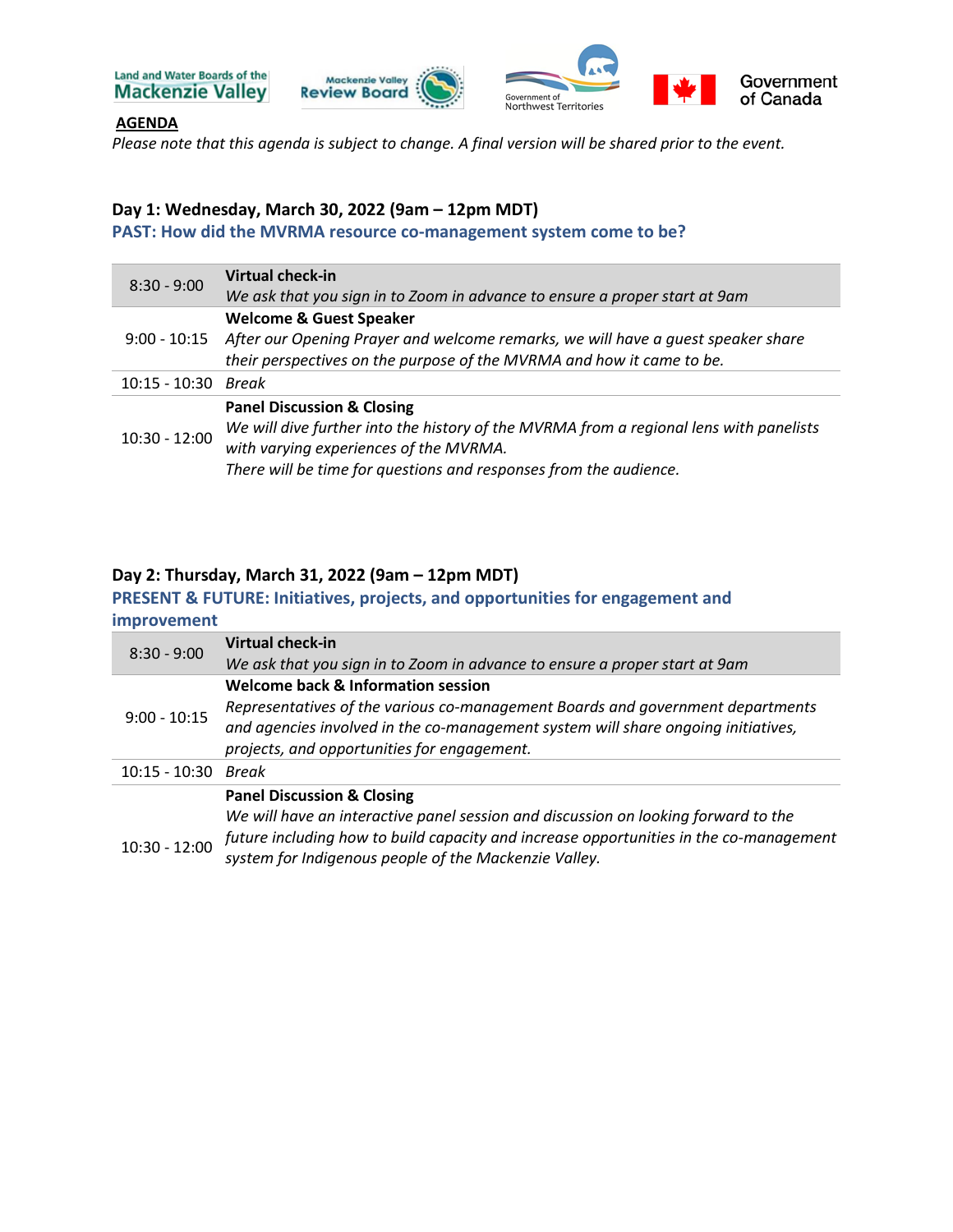**AGENDA**

*Please note that this agenda is subject to change. A final version will be shared prior to the event.*

### Day 1: Wednesday, March 30, 2022 (9am – 12pm MDT)

### PAST: How did the MVRMA resource co-management system come to be?

| | |
|---|---|
| 8:30 - 9:00 | **Virtual check-in**<br>*We ask that you sign in to Zoom in advance to ensure a proper start at 9am* |
| 9:00 - 10:15 | **Welcome & Guest Speaker**<br>*After our Opening Prayer and welcome remarks, we will have a guest speaker share their perspectives on the purpose of the MVRMA and how it came to be.* |
| 10:15 - 10:30 | *Break* |
| 10:30 - 12:00 | **Panel Discussion & Closing**<br>*We will dive further into the history of the MVRMA from a regional lens with panelists with varying experiences of the MVRMA.*<br>*There will be time for questions and responses from the audience.* |

### Day 2: Thursday, March 31, 2022 (9am – 12pm MDT)

### PRESENT & FUTURE: Initiatives, projects, and opportunities for engagement and improvement

| | |
|---|---|
| 8:30 - 9:00 | **Virtual check-in**<br>*We ask that you sign in to Zoom in advance to ensure a proper start at 9am* |
| 9:00 - 10:15 | **Welcome back & Information session**<br>*Representatives of the various co-management Boards and government departments and agencies involved in the co-management system will share ongoing initiatives, projects, and opportunities for engagement.* |
| 10:15 - 10:30 | *Break* |
| 10:30 - 12:00 | **Panel Discussion & Closing**<br>*We will have an interactive panel session and discussion on looking forward to the future including how to build capacity and increase opportunities in the co-management system for Indigenous people of the Mackenzie Valley.* |